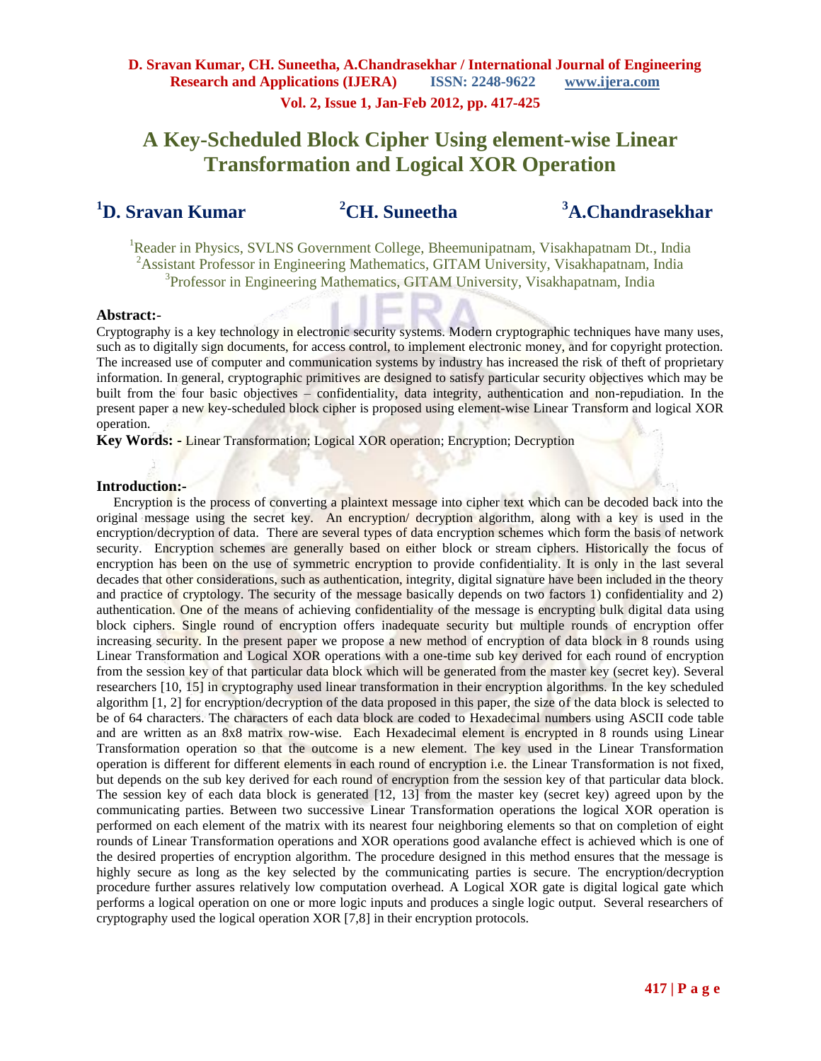# A Key-Scheduled Block Cipher Using element-wise Linear Transformation and Logical XOR Operation

**[1]D. Sravan Kumar** **[2]CH. Suneetha** **[3]A.Chandrasekhar**

[1]Reader in Physics, SVLNS Government College, Bheemunipatnam, Visakhapatnam Dt., India
[2]Assistant Professor in Engineering Mathematics, GITAM University, Visakhapatnam, India
[3]Professor in Engineering Mathematics, GITAM University, Visakhapatnam, India

**Abstract:-**

Cryptography is a key technology in electronic security systems. Modern cryptographic techniques have many uses, such as to digitally sign documents, for access control, to implement electronic money, and for copyright protection. The increased use of computer and communication systems by industry has increased the risk of theft of proprietary information. In general, cryptographic primitives are designed to satisfy particular security objectives which may be built from the four basic objectives – confidentiality, data integrity, authentication and non-repudiation. In the present paper a new key-scheduled block cipher is proposed using element-wise Linear Transform and logical XOR operation.

**Key Words: -** Linear Transformation; Logical XOR operation; Encryption; Decryption

## Introduction:-

Encryption is the process of converting a plaintext message into cipher text which can be decoded back into the original message using the secret key. An encryption/ decryption algorithm, along with a key is used in the encryption/decryption of data. There are several types of data encryption schemes which form the basis of network security. Encryption schemes are generally based on either block or stream ciphers. Historically the focus of encryption has been on the use of symmetric encryption to provide confidentiality. It is only in the last several decades that other considerations, such as authentication, integrity, digital signature have been included in the theory and practice of cryptology. The security of the message basically depends on two factors 1) confidentiality and 2) authentication. One of the means of achieving confidentiality of the message is encrypting bulk digital data using block ciphers. Single round of encryption offers inadequate security but multiple rounds of encryption offer increasing security. In the present paper we propose a new method of encryption of data block in 8 rounds using Linear Transformation and Logical XOR operations with a one-time sub key derived for each round of encryption from the session key of that particular data block which will be generated from the master key (secret key). Several researchers [10, 15] in cryptography used linear transformation in their encryption algorithms. In the key scheduled algorithm [1, 2] for encryption/decryption of the data proposed in this paper, the size of the data block is selected to be of 64 characters. The characters of each data block are coded to Hexadecimal numbers using ASCII code table and are written as an 8x8 matrix row-wise. Each Hexadecimal element is encrypted in 8 rounds using Linear Transformation operation so that the outcome is a new element. The key used in the Linear Transformation operation is different for different elements in each round of encryption i.e. the Linear Transformation is not fixed, but depends on the sub key derived for each round of encryption from the session key of that particular data block. The session key of each data block is generated [12, 13] from the master key (secret key) agreed upon by the communicating parties. Between two successive Linear Transformation operations the logical XOR operation is performed on each element of the matrix with its nearest four neighboring elements so that on completion of eight rounds of Linear Transformation operations and XOR operations good avalanche effect is achieved which is one of the desired properties of encryption algorithm. The procedure designed in this method ensures that the message is highly secure as long as the key selected by the communicating parties is secure. The encryption/decryption procedure further assures relatively low computation overhead. A Logical XOR gate is digital logical gate which performs a logical operation on one or more logic inputs and produces a single logic output. Several researchers of cryptography used the logical operation XOR [7,8] in their encryption protocols.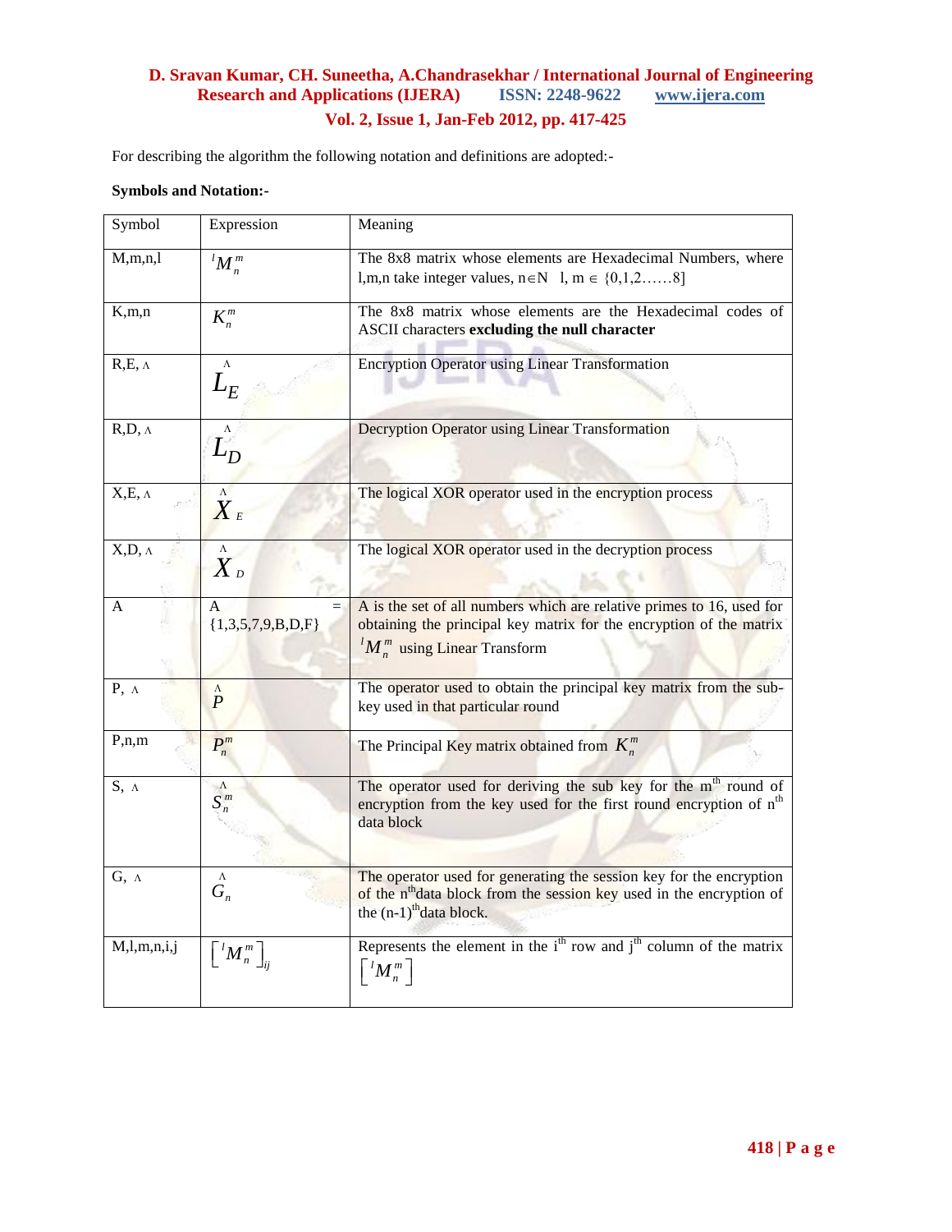For describing the algorithm the following notation and definitions are adopted:-

**Symbols and Notation:-**

| Symbol | Expression | Meaning |
|---|---|---|
| M,m,n,l | ${}^{l}M_{n}^{m}$ | The 8x8 matrix whose elements are Hexadecimal Numbers, where l,m,n take integer values, $n \in N \quad l, m \in \{0,1,2\ldots\ldots8]$ |
| K,m,n | $K_{n}^{m}$ | The 8x8 matrix whose elements are the Hexadecimal codes of ASCII characters **excluding the null character** |
| R,E, ∧ | $\overset{\wedge}{L}_{E}$ | Encryption Operator using Linear Transformation |
| R,D, ∧ | $\overset{\wedge}{L}_{D}$ | Decryption Operator using Linear Transformation |
| X,E, ∧ | $\overset{\wedge}{X}_{E}$ | The logical XOR operator used in the encryption process |
| X,D, ∧ | $\overset{\wedge}{X}_{D}$ | The logical XOR operator used in the decryption process |
| A | A = {1,3,5,7,9,B,D,F} | A is the set of all numbers which are relative primes to 16, used for obtaining the principal key matrix for the encryption of the matrix ${}^{l}M_{n}^{m}$ using Linear Transform |
| P, ∧ | $\overset{\wedge}{P}$ | The operator used to obtain the principal key matrix from the sub-key used in that particular round |
| P,n,m | $P_{n}^{m}$ | The Principal Key matrix obtained from $K_{n}^{m}$ |
| S, ∧ | $\overset{\wedge}{S}_{n}^{m}$ | The operator used for deriving the sub key for the m[th] round of encryption from the key used for the first round encryption of n[th] data block |
| G, ∧ | $\overset{\wedge}{G}_{n}$ | The operator used for generating the session key for the encryption of the n[th] data block from the session key used in the encryption of the (n-1)[th] data block. |
| M,l,m,n,i,j | $\left[{}^{l}M_{n}^{m}\right]_{ij}$ | Represents the element in the i[th] row and j[th] column of the matrix $\left[{}^{l}M_{n}^{m}\right]$ |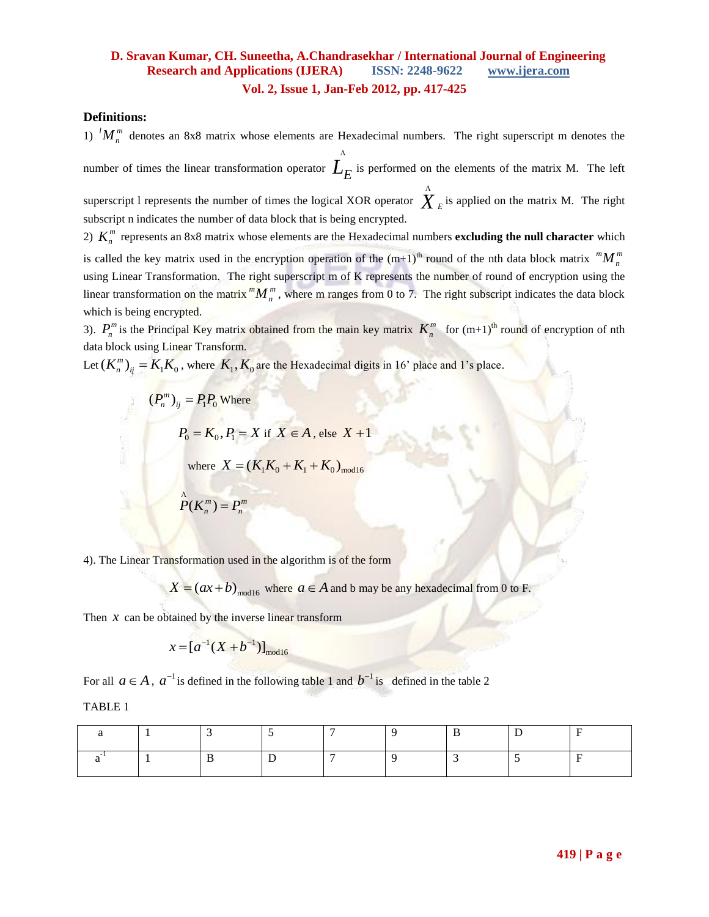**Definitions:**

1) ${}^{l}M_n^m$ denotes an 8x8 matrix whose elements are Hexadecimal numbers. The right superscript m denotes the number of times the linear transformation operator $\hat{L}_E$ is performed on the elements of the matrix M. The left superscript l represents the number of times the logical XOR operator $\hat{X}_E$ is applied on the matrix M. The right subscript n indicates the number of data block that is being encrypted.

2) $K_n^m$ represents an 8x8 matrix whose elements are the Hexadecimal numbers **excluding the null character** which is called the key matrix used in the encryption operation of the (m+1)th round of the nth data block matrix ${}^{m}M_n^m$ using Linear Transformation. The right superscript m of K represents the number of round of encryption using the linear transformation on the matrix ${}^{m}M_n^m$, where m ranges from 0 to 7. The right subscript indicates the data block which is being encrypted.

3). $P_n^m$ is the Principal Key matrix obtained from the main key matrix $K_n^m$ for (m+1)th round of encryption of nth data block using Linear Transform.

Let $(K_n^m)_{ij} = K_1K_0$, where $K_1, K_0$ are the Hexadecimal digits in 16' place and 1's place.

$$(P_n^m)_{ij} = P_1P_0 \text{ Where}$$

$$P_0 = K_0, P_1 = X \text{ if } X \in A, \text{ else } X+1$$

$$\text{where } X = (K_1K_0 + K_1 + K_0)_{\text{mod}16}$$

$$\hat{P}(K_n^m) = P_n^m$$

4). The Linear Transformation used in the algorithm is of the form

$$X = (ax+b)_{\text{mod}16} \text{ where } a \in A \text{ and b may be any hexadecimal from 0 to F.}$$

Then $x$ can be obtained by the inverse linear transform

$$x = [a^{-1}(X + b^{-1})]_{\text{mod}16}$$

For all $a \in A$, $a^{-1}$ is defined in the following table 1 and $b^{-1}$ is defined in the table 2

TABLE 1

| a | 1 | 3 | 5 | 7 | 9 | B | D | F |
|---|---|---|---|---|---|---|---|---|
| $a^{-1}$ | 1 | B | D | 7 | 9 | 3 | 5 | F |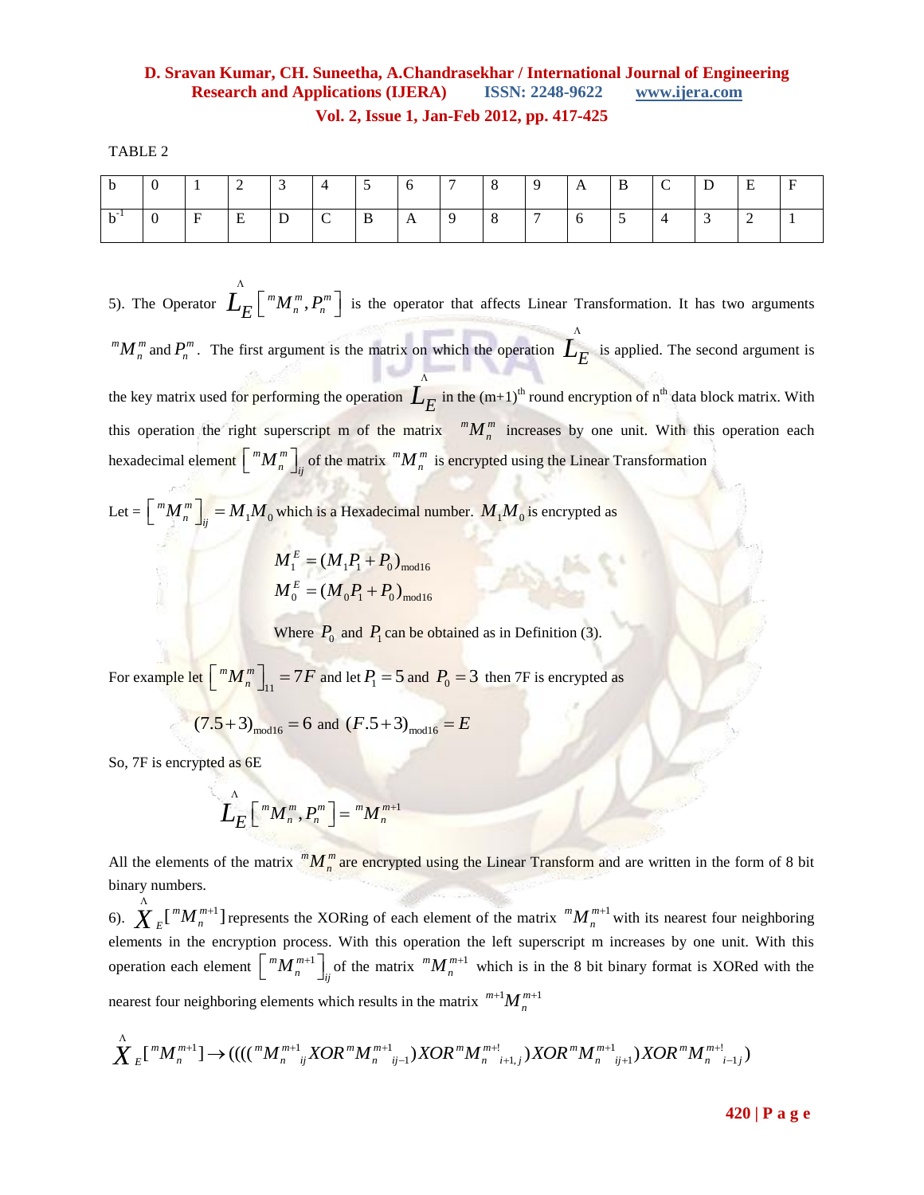TABLE 2

| b | 0 | 1 | 2 | 3 | 4 | 5 | 6 | 7 | 8 | 9 | A | B | C | D | E | F |
|---|---|---|---|---|---|---|---|---|---|---|---|---|---|---|---|---|
| $b^{-1}$ | 0 | F | E | D | C | B | A | 9 | 8 | 7 | 6 | 5 | 4 | 3 | 2 | 1 |

5). The Operator $\overset{\Lambda}{L_E}\left[{}^{m}M_n^m, P_n^m\right]$ is the operator that affects Linear Transformation. It has two arguments ${}^{m}M_n^m$ and $P_n^m$. The first argument is the matrix on which the operation $\overset{\Lambda}{L_E}$ is applied. The second argument is the key matrix used for performing the operation $\overset{\Lambda}{L_E}$ in the (m+1)[th] round encryption of n[th] data block matrix. With this operation the right superscript m of the matrix ${}^{m}M_n^m$ increases by one unit. With this operation each hexadecimal element $\left[{}^{m}M_n^m\right]_{ij}$ of the matrix ${}^{m}M_n^m$ is encrypted using the Linear Transformation

Let = $\left[{}^{m}M_n^m\right]_{ij} = M_1M_0$ which is a Hexadecimal number. $M_1M_0$ is encrypted as

$$M_1^E = (M_1P_1 + P_0)_{\text{mod}16}$$
$$M_0^E = (M_0P_1 + P_0)_{\text{mod}16}$$

Where $P_0$ and $P_1$ can be obtained as in Definition (3).

For example let $\left[{}^{m}M_n^m\right]_{11} = 7F$ and let $P_1 = 5$ and $P_0 = 3$ then 7F is encrypted as

$$(7.5+3)_{\text{mod}16} = 6 \text{ and } (F.5+3)_{\text{mod}16} = E$$

So, 7F is encrypted as 6E

$$\overset{\Lambda}{L_E}\left[{}^{m}M_n^m, P_n^m\right] = {}^{m}M_n^{m+1}$$

All the elements of the matrix ${}^{m}M_n^m$ are encrypted using the Linear Transform and are written in the form of 8 bit binary numbers.

6). $\overset{\Lambda}{X}_E[{}^{m}M_n^{m+1}]$ represents the XORing of each element of the matrix ${}^{m}M_n^{m+1}$ with its nearest four neighboring elements in the encryption process. With this operation the left superscript m increases by one unit. With this operation each element $\left[{}^{m}M_n^{m+1}\right]_{ij}$ of the matrix ${}^{m}M_n^{m+1}$ which is in the 8 bit binary format is XORed with the nearest four neighboring elements which results in the matrix ${}^{m+1}M_n^{m+1}$

$$\overset{\Lambda}{X}_E[{}^{m}M_n^{m+1}] \rightarrow ((((({}^{m}M_n^{m+1}{}_{ij} XOR\, {}^{m}M_n^{m+1}{}_{ij-1}) XOR\, {}^{m}M_n^{m+!}{}_{i+1,j}) XOR\, {}^{m}M_n^{m+1}{}_{ij+1}) XOR\, {}^{m}M_n^{m+!}{}_{i-1j})$$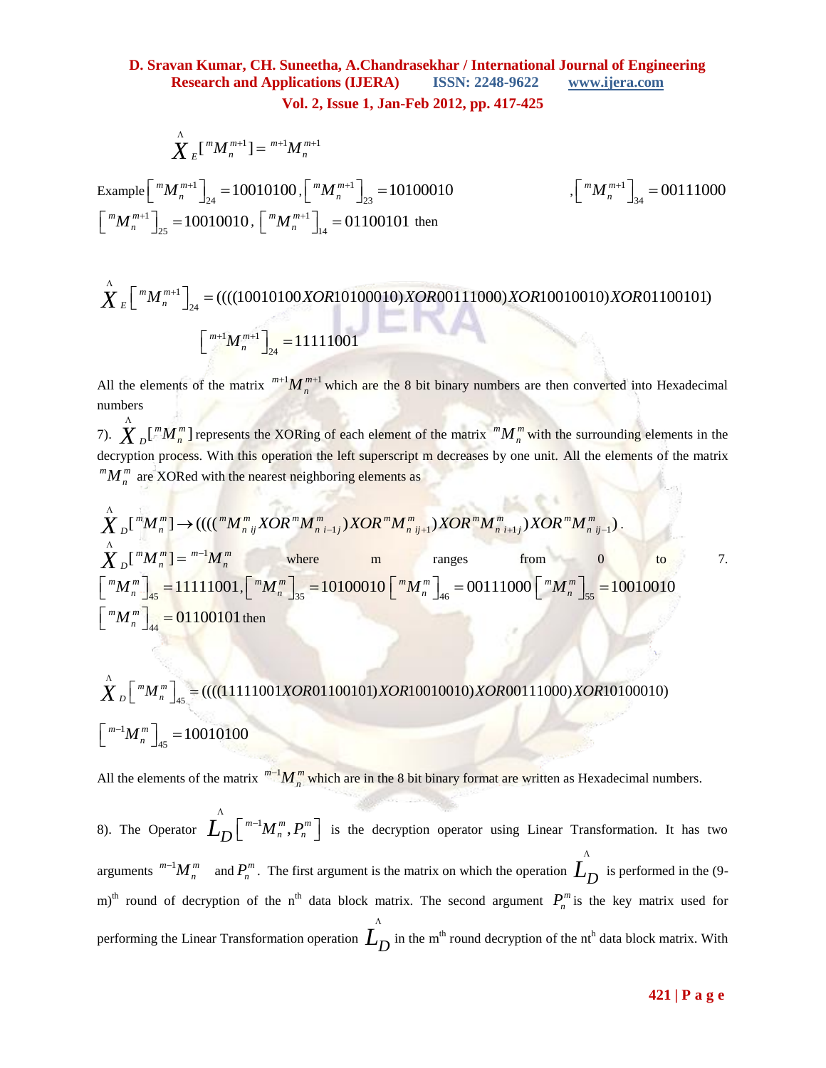$$\hat{X}_E[{}^mM_n^{m+1}] = {}^{m+1}M_n^{m+1}$$

Example $\left[{}^mM_n^{m+1}\right]_{24} = 10010100$, $\left[{}^mM_n^{m+1}\right]_{23} = 10100010$, $\left[{}^mM_n^{m+1}\right]_{34} = 00111000$, $\left[{}^mM_n^{m+1}\right]_{25} = 10010010$, $\left[{}^mM_n^{m+1}\right]_{14} = 01100101$ then

$$\hat{X}_E\left[{}^mM_n^{m+1}\right]_{24} = ((((10010100\,XOR\,10100010)\,XOR\,00111000)\,XOR\,10010010)\,XOR\,01100101)$$

$$\left[{}^{m+1}M_n^{m+1}\right]_{24} = 11111001$$

All the elements of the matrix ${}^{m+1}M_n^{m+1}$ which are the 8 bit binary numbers are then converted into Hexadecimal numbers

7). $\hat{X}_D[{}^mM_n^m]$ represents the XORing of each element of the matrix ${}^mM_n^m$ with the surrounding elements in the decryption process. With this operation the left superscript m decreases by one unit. All the elements of the matrix ${}^mM_n^m$ are XORed with the nearest neighboring elements as

$$\hat{X}_D[{}^mM_n^m] \rightarrow ((((({}^mM_{n\,ij}^m\,XOR\,{}^mM_{n\,i-1j}^m)\,XOR\,{}^mM_{n\,ij+1}^m)\,XOR\,{}^mM_{n\,i+1j}^m)\,XOR\,{}^mM_{n\,ij-1}^m).$$

$\hat{X}_D[{}^mM_n^m] = {}^{m-1}M_n^m$ where m ranges from 0 to 7.

$\left[{}^mM_n^m\right]_{45} = 11111001$, $\left[{}^mM_n^m\right]_{35} = 10100010$ $\left[{}^mM_n^m\right]_{46} = 00111000$ $\left[{}^mM_n^m\right]_{55} = 10010010$ $\left[{}^mM_n^m\right]_{44} = 01100101$ then

$$\hat{X}_D\left[{}^mM_n^m\right]_{45} = ((((11111001\,XOR\,01100101)\,XOR\,10010010)\,XOR\,00111000)\,XOR\,10100010)$$

$$\left[{}^{m-1}M_n^m\right]_{45} = 10010100$$

All the elements of the matrix ${}^{m-1}M_n^m$ which are in the 8 bit binary format are written as Hexadecimal numbers.

8). The Operator $\hat{L}_D\left[{}^{m-1}M_n^m, P_n^m\right]$ is the decryption operator using Linear Transformation. It has two arguments ${}^{m-1}M_n^m$ and $P_n^m$. The first argument is the matrix on which the operation $\hat{L}_D$ is performed in the (9-m)[th] round of decryption of the n[th] data block matrix. The second argument $P_n^m$ is the key matrix used for performing the Linear Transformation operation $\hat{L}_D$ in the m[th] round decryption of the nt[h] data block matrix. With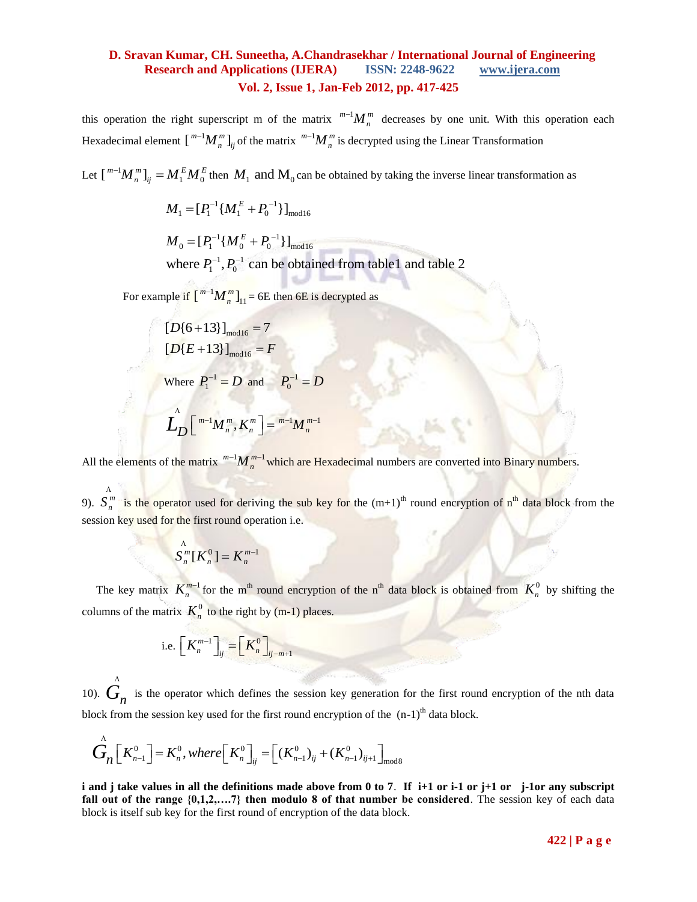this operation the right superscript m of the matrix ${}^{m-1}M_n^m$ decreases by one unit. With this operation each Hexadecimal element $[{}^{m-1}M_n^m]_{ij}$ of the matrix ${}^{m-1}M_n^m$ is decrypted using the Linear Transformation

Let $[{}^{m-1}M_n^m]_{ij} = M_1^E M_0^E$ then $M_1$ and $M_0$ can be obtained by taking the inverse linear transformation as

$$M_1 = [P_1^{-1}\{M_1^E + P_0^{-1}\}]_{\text{mod}16}$$

$$M_0 = [P_1^{-1}\{M_0^E + P_0^{-1}\}]_{\text{mod}16}$$

where $P_1^{-1}, P_0^{-1}$ can be obtained from table1 and table 2

For example if $[{}^{m-1}M_n^m]_{11}$ = 6E then 6E is decrypted as

$$[D\{6+13\}]_{\text{mod}16} = 7$$
$$[D\{E+13\}]_{\text{mod}16} = F$$

Where $P_1^{-1} = D$ and $P_0^{-1} = D$

$$\hat{L}_D\left[{}^{m-1}M_n^m, K_n^m\right] = {}^{m-1}M_n^{m-1}$$

All the elements of the matrix ${}^{m-1}M_n^{m-1}$ which are Hexadecimal numbers are converted into Binary numbers.

9). $\hat{S}_n^m$ is the operator used for deriving the sub key for the (m+1)[th] round encryption of n[th] data block from the session key used for the first round operation i.e.

$$\hat{S}_n^m[K_n^0] = K_n^{m-1}$$

The key matrix $K_n^{m-1}$ for the m[th] round encryption of the n[th] data block is obtained from $K_n^0$ by shifting the columns of the matrix $K_n^0$ to the right by (m-1) places.

$$\text{i.e. } \left[K_n^{m-1}\right]_{ij} = \left[K_n^0\right]_{ij-m+1}$$

10). $\hat{G}_n$ is the operator which defines the session key generation for the first round encryption of the nth data block from the session key used for the first round encryption of the (n-1)[th] data block.

$$\hat{G}_n\left[K_{n-1}^0\right] = K_n^0, where\left[K_n^0\right]_{ij} = \left[(K_{n-1}^0)_{ij} + (K_{n-1}^0)_{ij+1}\right]_{\text{mod}8}$$

**i and j take values in all the definitions made above from 0 to 7. If i+1 or i-1 or j+1 or j-1or any subscript fall out of the range {0,1,2,….7} then modulo 8 of that number be considered**. The session key of each data block is itself sub key for the first round of encryption of the data block.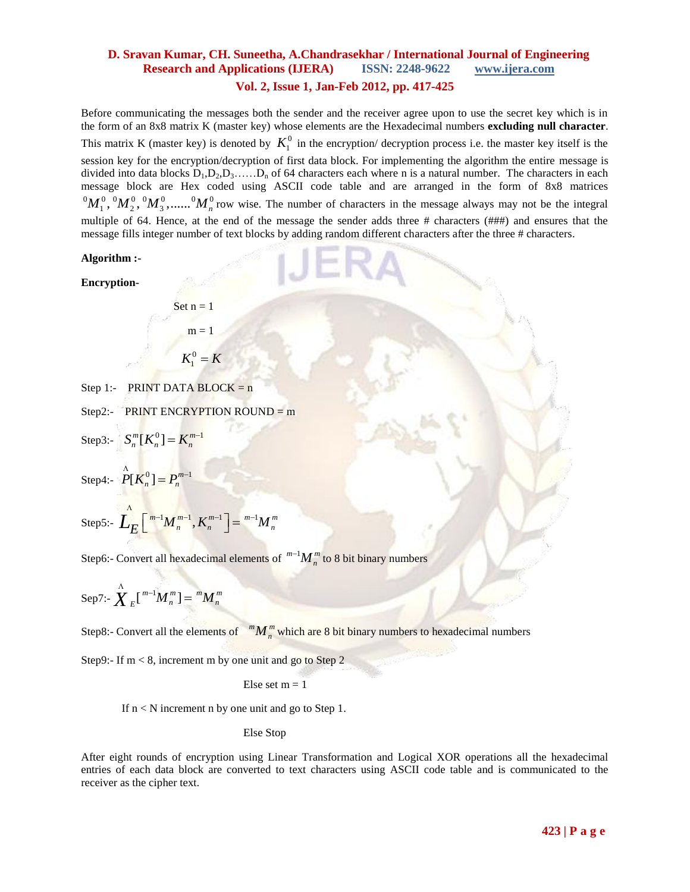Before communicating the messages both the sender and the receiver agree upon to use the secret key which is in the form of an 8x8 matrix K (master key) whose elements are the Hexadecimal numbers **excluding null character**. This matrix K (master key) is denoted by $K_1^0$ in the encryption/ decryption process i.e. the master key itself is the session key for the encryption/decryption of first data block. For implementing the algorithm the entire message is divided into data blocks $D_1, D_2, D_3 \ldots\ldots D_n$ of 64 characters each where n is a natural number. The characters in each message block are Hex coded using ASCII code table and are arranged in the form of 8x8 matrices ${}^0M_1^0, {}^0M_2^0, {}^0M_3^0, \ldots\ldots {}^0M_n^0$ row wise. The number of characters in the message always may not be the integral multiple of 64. Hence, at the end of the message the sender adds three # characters (###) and ensures that the message fills integer number of text blocks by adding random different characters after the three # characters.

**Algorithm :-**

**Encryption-**

Set n = 1

m = 1

$K_1^0 = K$

Step 1:- PRINT DATA BLOCK = n

Step2:- PRINT ENCRYPTION ROUND = m

Step3:- $S_n^m[K_n^0] = K_n^{m-1}$

Step4:- $\hat{P}[K_n^0] = P_n^{m-1}$

Step5:- $\hat{L}_E\left[{}^{m-1}M_n^{m-1}, K_n^{m-1}\right] = {}^{m-1}M_n^m$

Step6:- Convert all hexadecimal elements of ${}^{m-1}M_n^m$ to 8 bit binary numbers

Sep7:- $\hat{X}_E[{}^{m-1}M_n^m] = {}^mM_n^m$

Step8:- Convert all the elements of ${}^mM_n^m$ which are 8 bit binary numbers to hexadecimal numbers

Step9:- If m < 8, increment m by one unit and go to Step 2

Else set m = 1

If n < N increment n by one unit and go to Step 1.

Else Stop

After eight rounds of encryption using Linear Transformation and Logical XOR operations all the hexadecimal entries of each data block are converted to text characters using ASCII code table and is communicated to the receiver as the cipher text.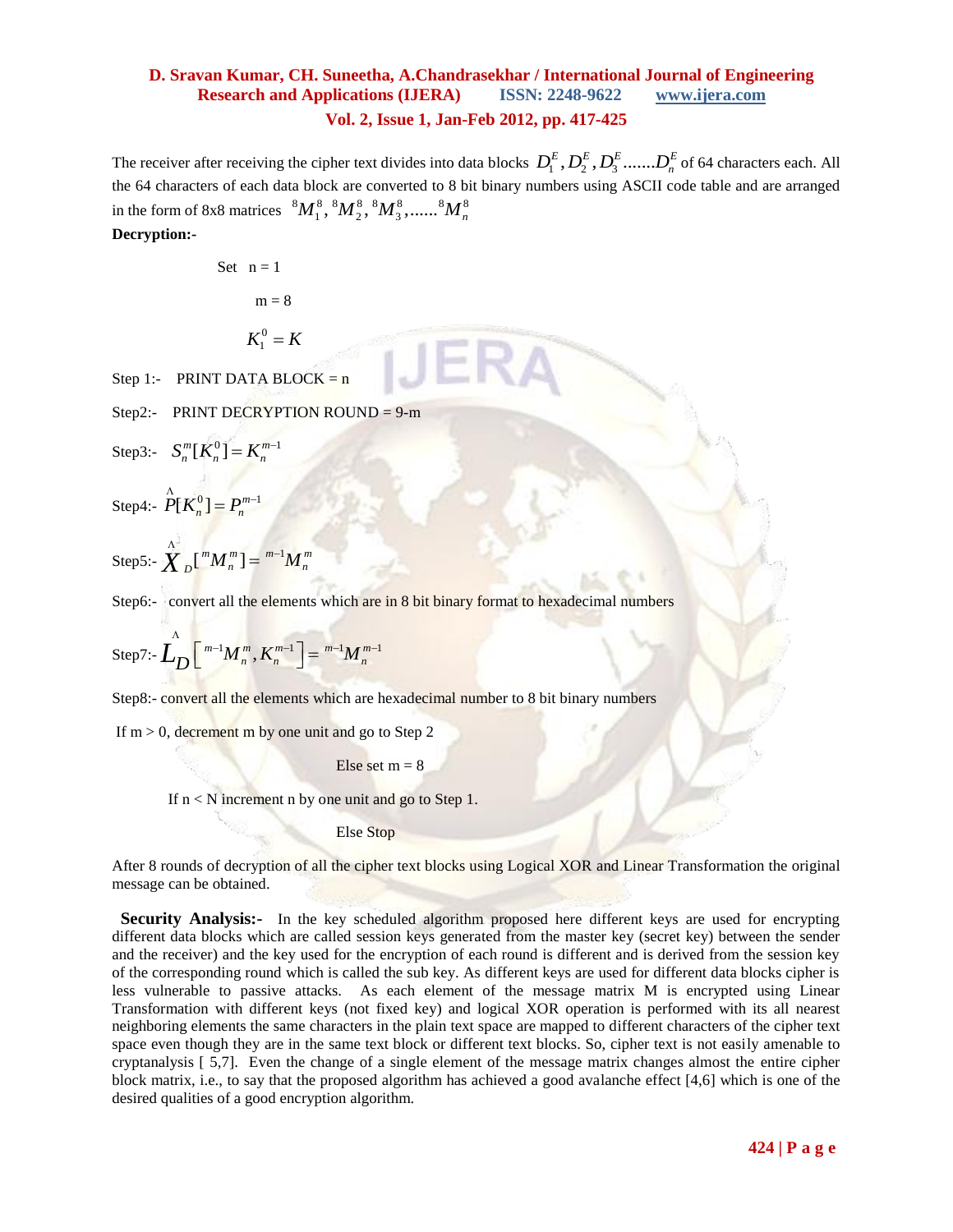The receiver after receiving the cipher text divides into data blocks $D_1^E, D_2^E, D_3^E .......D_n^E$ of 64 characters each. All the 64 characters of each data block are converted to 8 bit binary numbers using ASCII code table and are arranged in the form of 8x8 matrices ${}^8M_1^8, {}^8M_2^8, {}^8M_3^8, ......{}^8M_n^8$

**Decryption:-**

Set n = 1

m = 8

$K_1^0 = K$

Step 1:- PRINT DATA BLOCK = n

Step2:- PRINT DECRYPTION ROUND = 9-m

Step3:- $S_n^m[K_n^0] = K_n^{m-1}$

Step4:- $\hat{P}[K_n^0] = P_n^{m-1}$

Step5:- $\hat{X}_D[{}^mM_n^m] = {}^{m-1}M_n^m$

Step6:- convert all the elements which are in 8 bit binary format to hexadecimal numbers

Step7:- $\hat{L}_D\left[{}^{m-1}M_n^m, K_n^{m-1}\right] = {}^{m-1}M_n^{m-1}$

Step8:- convert all the elements which are hexadecimal number to 8 bit binary numbers

If m > 0, decrement m by one unit and go to Step 2

Else set m = 8

If n < N increment n by one unit and go to Step 1.

Else Stop

After 8 rounds of decryption of all the cipher text blocks using Logical XOR and Linear Transformation the original message can be obtained.

**Security Analysis:-** In the key scheduled algorithm proposed here different keys are used for encrypting different data blocks which are called session keys generated from the master key (secret key) between the sender and the receiver) and the key used for the encryption of each round is different and is derived from the session key of the corresponding round which is called the sub key. As different keys are used for different data blocks cipher is less vulnerable to passive attacks. As each element of the message matrix M is encrypted using Linear Transformation with different keys (not fixed key) and logical XOR operation is performed with its all nearest neighboring elements the same characters in the plain text space are mapped to different characters of the cipher text space even though they are in the same text block or different text blocks. So, cipher text is not easily amenable to cryptanalysis [ 5,7]. Even the change of a single element of the message matrix changes almost the entire cipher block matrix, i.e., to say that the proposed algorithm has achieved a good avalanche effect [4,6] which is one of the desired qualities of a good encryption algorithm.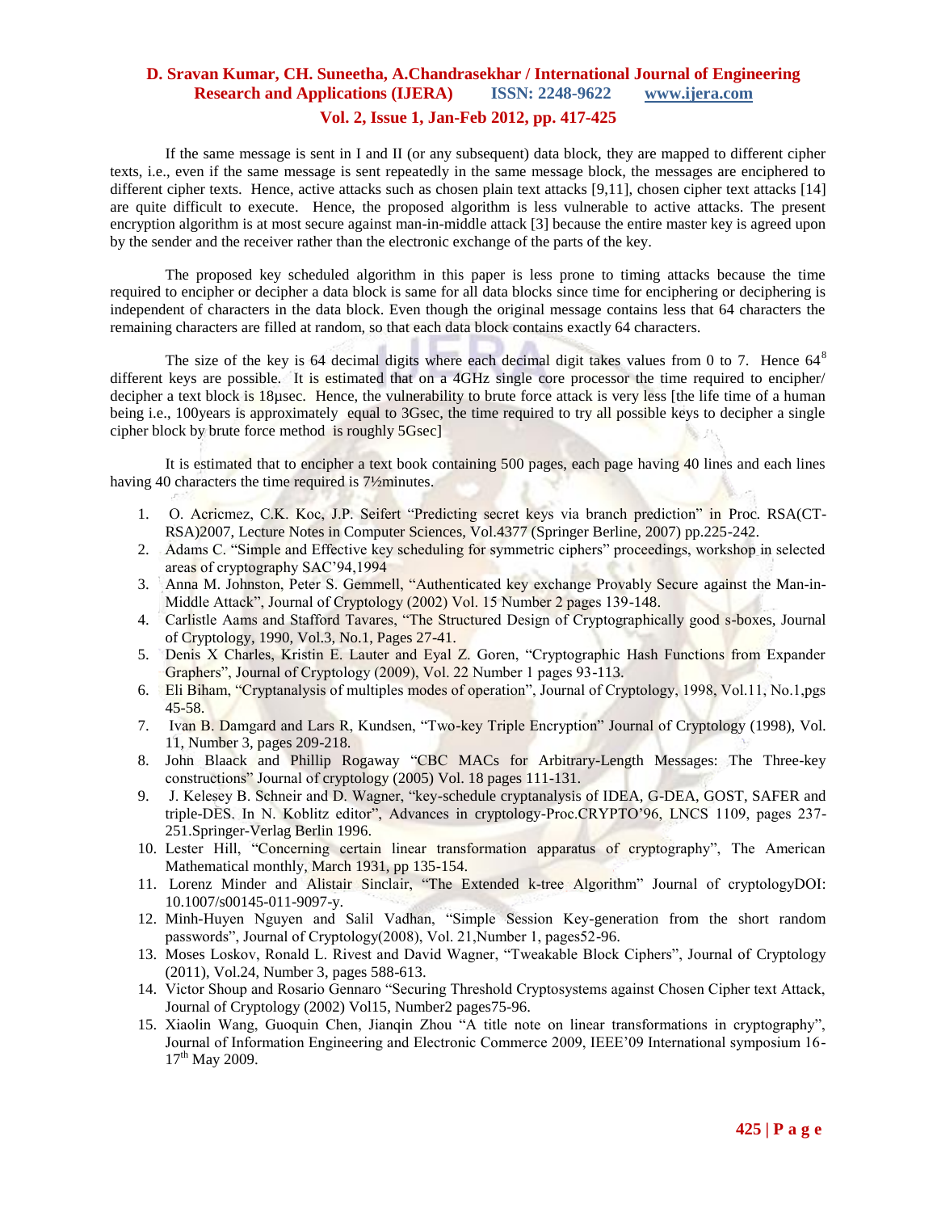If the same message is sent in I and II (or any subsequent) data block, they are mapped to different cipher texts, i.e., even if the same message is sent repeatedly in the same message block, the messages are enciphered to different cipher texts. Hence, active attacks such as chosen plain text attacks [9,11], chosen cipher text attacks [14] are quite difficult to execute. Hence, the proposed algorithm is less vulnerable to active attacks. The present encryption algorithm is at most secure against man-in-middle attack [3] because the entire master key is agreed upon by the sender and the receiver rather than the electronic exchange of the parts of the key.

The proposed key scheduled algorithm in this paper is less prone to timing attacks because the time required to encipher or decipher a data block is same for all data blocks since time for enciphering or deciphering is independent of characters in the data block. Even though the original message contains less that 64 characters the remaining characters are filled at random, so that each data block contains exactly 64 characters.

The size of the key is 64 decimal digits where each decimal digit takes values from 0 to 7. Hence $64^8$ different keys are possible. It is estimated that on a 4GHz single core processor the time required to encipher/ decipher a text block is 18µsec. Hence, the vulnerability to brute force attack is very less [the life time of a human being i.e., 100years is approximately equal to 3Gsec, the time required to try all possible keys to decipher a single cipher block by brute force method is roughly 5Gsec]

It is estimated that to encipher a text book containing 500 pages, each page having 40 lines and each lines having 40 characters the time required is 7½minutes.

1. O. Acricmez, C.K. Koc, J.P. Seifert "Predicting secret keys via branch prediction" in Proc. RSA(CT-RSA)2007, Lecture Notes in Computer Sciences, Vol.4377 (Springer Berline, 2007) pp.225-242.
2. Adams C. "Simple and Effective key scheduling for symmetric ciphers" proceedings, workshop in selected areas of cryptography SAC'94,1994
3. Anna M. Johnston, Peter S. Gemmell, "Authenticated key exchange Provably Secure against the Man-in-Middle Attack", Journal of Cryptology (2002) Vol. 15 Number 2 pages 139-148.
4. Carlistle Aams and Stafford Tavares, "The Structured Design of Cryptographically good s-boxes, Journal of Cryptology, 1990, Vol.3, No.1, Pages 27-41.
5. Denis X Charles, Kristin E. Lauter and Eyal Z. Goren, "Cryptographic Hash Functions from Expander Graphers", Journal of Cryptology (2009), Vol. 22 Number 1 pages 93-113.
6. Eli Biham, "Cryptanalysis of multiples modes of operation", Journal of Cryptology, 1998, Vol.11, No.1,pgs 45-58.
7. Ivan B. Damgard and Lars R, Kundsen, "Two-key Triple Encryption" Journal of Cryptology (1998), Vol. 11, Number 3, pages 209-218.
8. John Blaack and Phillip Rogaway "CBC MACs for Arbitrary-Length Messages: The Three-key constructions" Journal of cryptology (2005) Vol. 18 pages 111-131.
9. J. Kelesey B. Schneir and D. Wagner, "key-schedule cryptanalysis of IDEA, G-DEA, GOST, SAFER and triple-DES. In N. Koblitz editor", Advances in cryptology-Proc.CRYPTO'96, LNCS 1109, pages 237-251.Springer-Verlag Berlin 1996.
10. Lester Hill, "Concerning certain linear transformation apparatus of cryptography", The American Mathematical monthly, March 1931, pp 135-154.
11. Lorenz Minder and Alistair Sinclair, "The Extended k-tree Algorithm" Journal of cryptologyDOI: 10.1007/s00145-011-9097-y.
12. Minh-Huyen Nguyen and Salil Vadhan, "Simple Session Key-generation from the short random passwords", Journal of Cryptology(2008), Vol. 21,Number 1, pages52-96.
13. Moses Loskov, Ronald L. Rivest and David Wagner, "Tweakable Block Ciphers", Journal of Cryptology (2011), Vol.24, Number 3, pages 588-613.
14. Victor Shoup and Rosario Gennaro "Securing Threshold Cryptosystems against Chosen Cipher text Attack, Journal of Cryptology (2002) Vol15, Number2 pages75-96.
15. Xiaolin Wang, Guoquin Chen, Jianqin Zhou "A title note on linear transformations in cryptography", Journal of Information Engineering and Electronic Commerce 2009, IEEE'09 International symposium 16-17th May 2009.